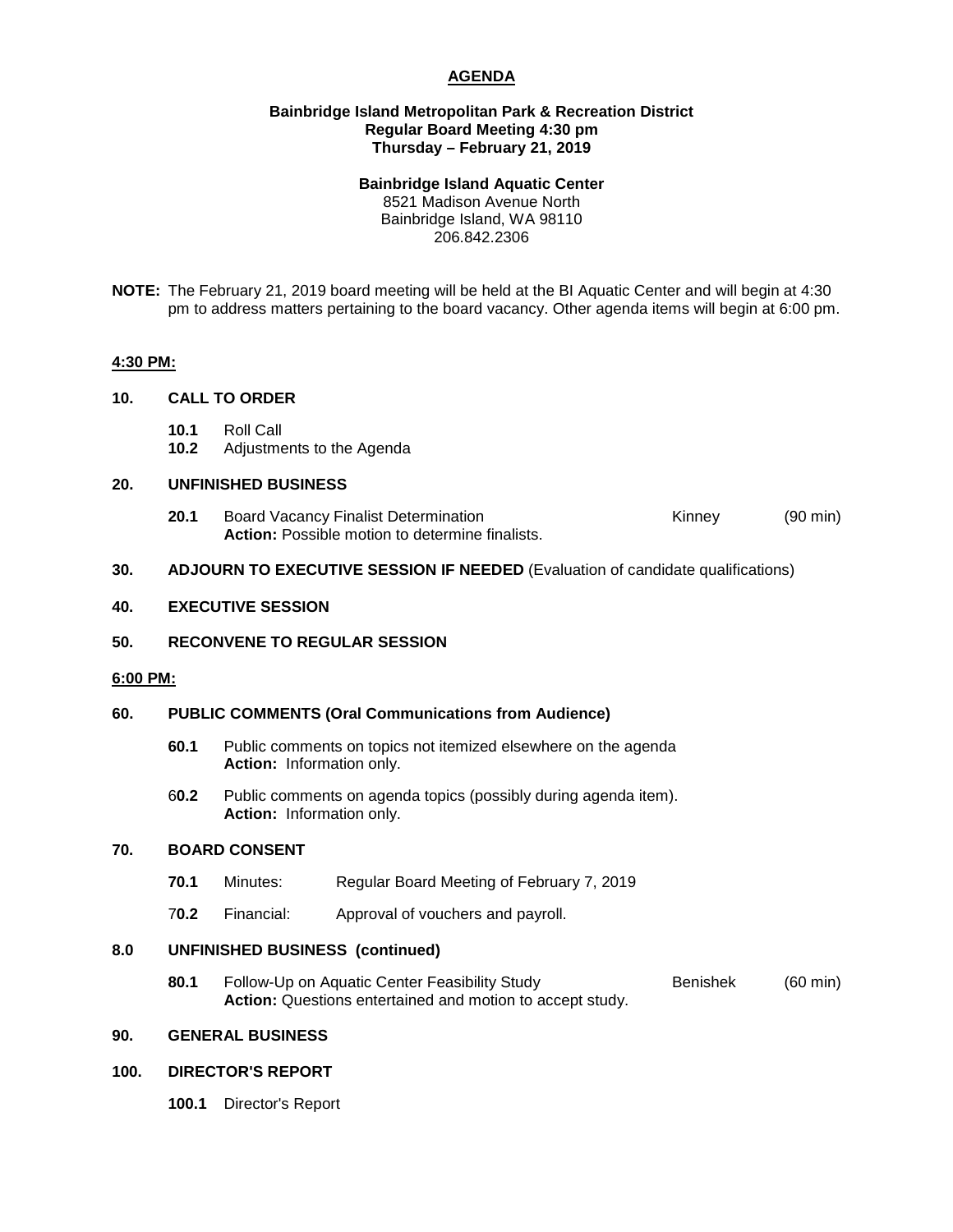# AGENDA

**Bainbridge Island Metropolitan Park & Recreation District**
**Regular Board Meeting 4:30 pm**
**Thursday – February 21, 2019**

**Bainbridge Island Aquatic Center**
8521 Madison Avenue North
Bainbridge Island, WA 98110
206.842.2306

**NOTE:** The February 21, 2019 board meeting will be held at the BI Aquatic Center and will begin at 4:30 pm to address matters pertaining to the board vacancy. Other agenda items will begin at 6:00 pm.

**4:30 PM:**

**10. CALL TO ORDER**

- **10.1** Roll Call
- **10.2** Adjustments to the Agenda

**20. UNFINISHED BUSINESS**

- **20.1** Board Vacancy Finalist Determination — Kinney (90 min)
  **Action:** Possible motion to determine finalists.

**30. ADJOURN TO EXECUTIVE SESSION IF NEEDED** (Evaluation of candidate qualifications)

**40. EXECUTIVE SESSION**

**50. RECONVENE TO REGULAR SESSION**

**6:00 PM:**

**60. PUBLIC COMMENTS (Oral Communications from Audience)**

- **60.1** Public comments on topics not itemized elsewhere on the agenda
  **Action:** Information only.
- 6**0.2** Public comments on agenda topics (possibly during agenda item).
  **Action:** Information only.

**70. BOARD CONSENT**

- **70.1** Minutes: Regular Board Meeting of February 7, 2019
- 7**0.2** Financial: Approval of vouchers and payroll.

**8.0 UNFINISHED BUSINESS (continued)**

- **80.1** Follow-Up on Aquatic Center Feasibility Study — Benishek (60 min)
  **Action:** Questions entertained and motion to accept study.

**90. GENERAL BUSINESS**

**100. DIRECTOR'S REPORT**

- **100.1** Director's Report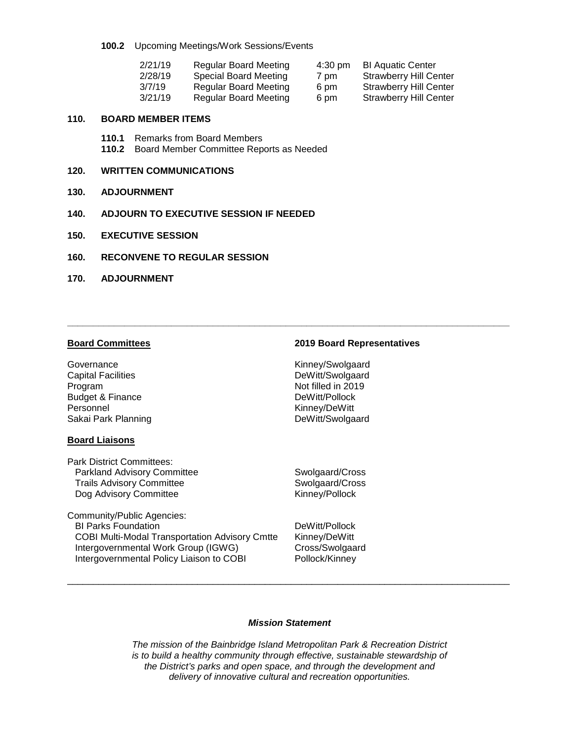**100.2** Upcoming Meetings/Work Sessions/Events

| | | | |
|---|---|---|---|
| 2/21/19 | Regular Board Meeting | 4:30 pm | BI Aquatic Center |
| 2/28/19 | Special Board Meeting | 7 pm | Strawberry Hill Center |
| 3/7/19 | Regular Board Meeting | 6 pm | Strawberry Hill Center |
| 3/21/19 | Regular Board Meeting | 6 pm | Strawberry Hill Center |

## 110. BOARD MEMBER ITEMS

- **110.1** Remarks from Board Members
- **110.2** Board Member Committee Reports as Needed

## 120. WRITTEN COMMUNICATIONS

## 130. ADJOURNMENT

## 140. ADJOURN TO EXECUTIVE SESSION IF NEEDED

## 150. EXECUTIVE SESSION

## 160. RECONVENE TO REGULAR SESSION

## 170. ADJOURNMENT

---

| **Board Committees** | **2019 Board Representatives** |
|---|---|
| Governance | Kinney/Swolgaard |
| Capital Facilities | DeWitt/Swolgaard |
| Program | Not filled in 2019 |
| Budget & Finance | DeWitt/Pollock |
| Personnel | Kinney/DeWitt |
| Sakai Park Planning | DeWitt/Swolgaard |

**Board Liaisons**

| | |
|---|---|
| Park District Committees: | |
| Parkland Advisory Committee | Swolgaard/Cross |
| Trails Advisory Committee | Swolgaard/Cross |
| Dog Advisory Committee | Kinney/Pollock |
| Community/Public Agencies: | |
| BI Parks Foundation | DeWitt/Pollock |
| COBI Multi-Modal Transportation Advisory Cmtte | Kinney/DeWitt |
| Intergovernmental Work Group (IGWG) | Cross/Swolgaard |
| Intergovernmental Policy Liaison to COBI | Pollock/Kinney |

---

***Mission Statement***

*The mission of the Bainbridge Island Metropolitan Park & Recreation District is to build a healthy community through effective, sustainable stewardship of the District's parks and open space, and through the development and delivery of innovative cultural and recreation opportunities.*